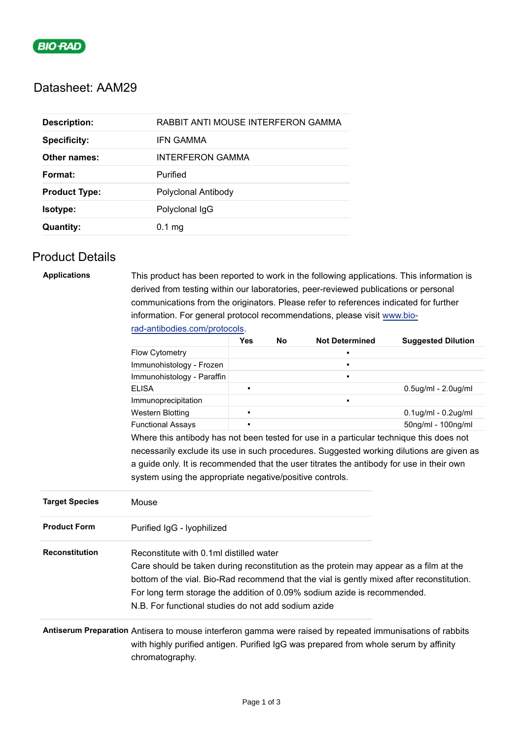# Datasheet: AAM29

| | |
|---|---|
| **Description:** | RABBIT ANTI MOUSE INTERFERON GAMMA |
| **Specificity:** | IFN GAMMA |
| **Other names:** | INTERFERON GAMMA |
| **Format:** | Purified |
| **Product Type:** | Polyclonal Antibody |
| **Isotype:** | Polyclonal IgG |
| **Quantity:** | 0.1 mg |

## Product Details

**Applications**

This product has been reported to work in the following applications. This information is derived from testing within our laboratories, peer-reviewed publications or personal communications from the originators. Please refer to references indicated for further information. For general protocol recommendations, please visit [www.bio-rad-antibodies.com/protocols](www.bio-rad-antibodies.com/protocols).

| | Yes | No | Not Determined | Suggested Dilution |
|---|---|---|---|---|
| Flow Cytometry | | | ▪ | |
| Immunohistology - Frozen | | | ▪ | |
| Immunohistology - Paraffin | | | ▪ | |
| ELISA | ▪ | | | 0.5ug/ml - 2.0ug/ml |
| Immunoprecipitation | | | ▪ | |
| Western Blotting | ▪ | | | 0.1ug/ml - 0.2ug/ml |
| Functional Assays | ▪ | | | 50ng/ml - 100ng/ml |

Where this antibody has not been tested for use in a particular technique this does not necessarily exclude its use in such procedures. Suggested working dilutions are given as a guide only. It is recommended that the user titrates the antibody for use in their own system using the appropriate negative/positive controls.

**Target Species**

Mouse

**Product Form**

Purified IgG - lyophilized

**Reconstitution**

Reconstitute with 0.1ml distilled water
Care should be taken during reconstitution as the protein may appear as a film at the bottom of the vial. Bio-Rad recommend that the vial is gently mixed after reconstitution.
For long term storage the addition of 0.09% sodium azide is recommended.
N.B. For functional studies do not add sodium azide

**Antiserum Preparation**

Antisera to mouse interferon gamma were raised by repeated immunisations of rabbits with highly purified antigen. Purified IgG was prepared from whole serum by affinity chromatography.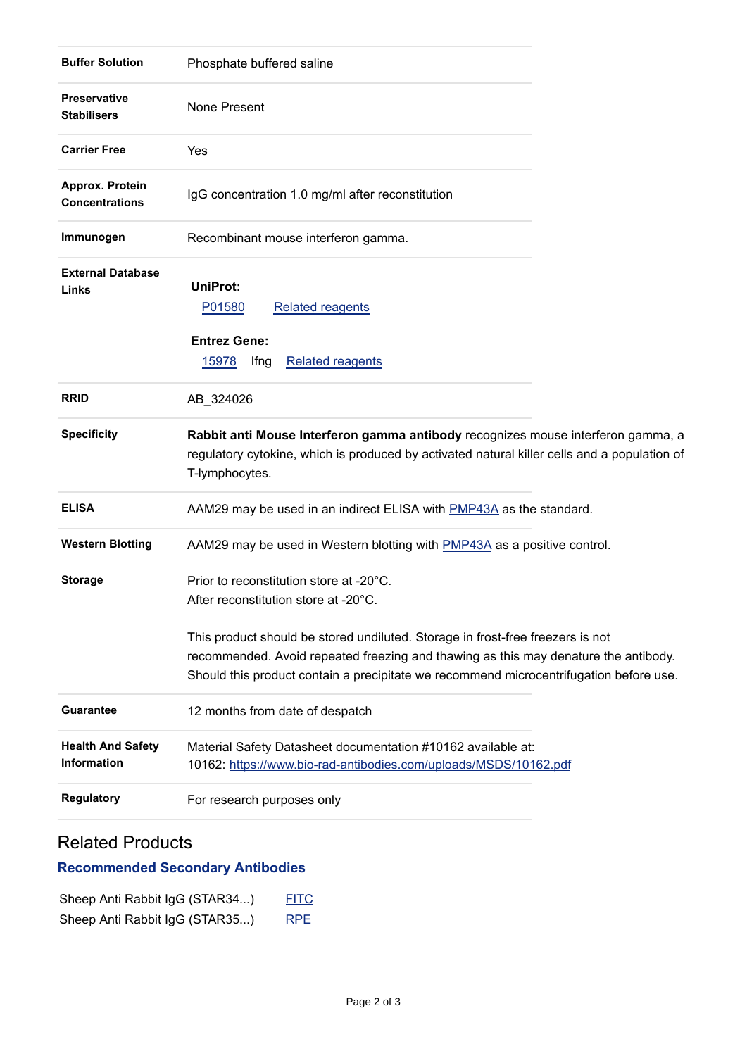| | |
|---|---|
| **Buffer Solution** | Phosphate buffered saline |
| **Preservative Stabilisers** | None Present |
| **Carrier Free** | Yes |
| **Approx. Protein Concentrations** | IgG concentration 1.0 mg/ml after reconstitution |
| **Immunogen** | Recombinant mouse interferon gamma. |
| **External Database Links** | **UniProt:**<br>P01580 Related reagents<br>**Entrez Gene:**<br>15978 Ifng Related reagents |
| **RRID** | AB_324026 |
| **Specificity** | **Rabbit anti Mouse Interferon gamma antibody** recognizes mouse interferon gamma, a regulatory cytokine, which is produced by activated natural killer cells and a population of T-lymphocytes. |
| **ELISA** | AAM29 may be used in an indirect ELISA with PMP43A as the standard. |
| **Western Blotting** | AAM29 may be used in Western blotting with PMP43A as a positive control. |
| **Storage** | Prior to reconstitution store at -20°C.<br>After reconstitution store at -20°C.<br><br>This product should be stored undiluted. Storage in frost-free freezers is not recommended. Avoid repeated freezing and thawing as this may denature the antibody. Should this product contain a precipitate we recommend microcentrifugation before use. |
| **Guarantee** | 12 months from date of despatch |
| **Health And Safety Information** | Material Safety Datasheet documentation #10162 available at:<br>10162: https://www.bio-rad-antibodies.com/uploads/MSDS/10162.pdf |
| **Regulatory** | For research purposes only |

## Related Products

### Recommended Secondary Antibodies

| | |
|---|---|
| Sheep Anti Rabbit IgG (STAR34...) | FITC |
| Sheep Anti Rabbit IgG (STAR35...) | RPE |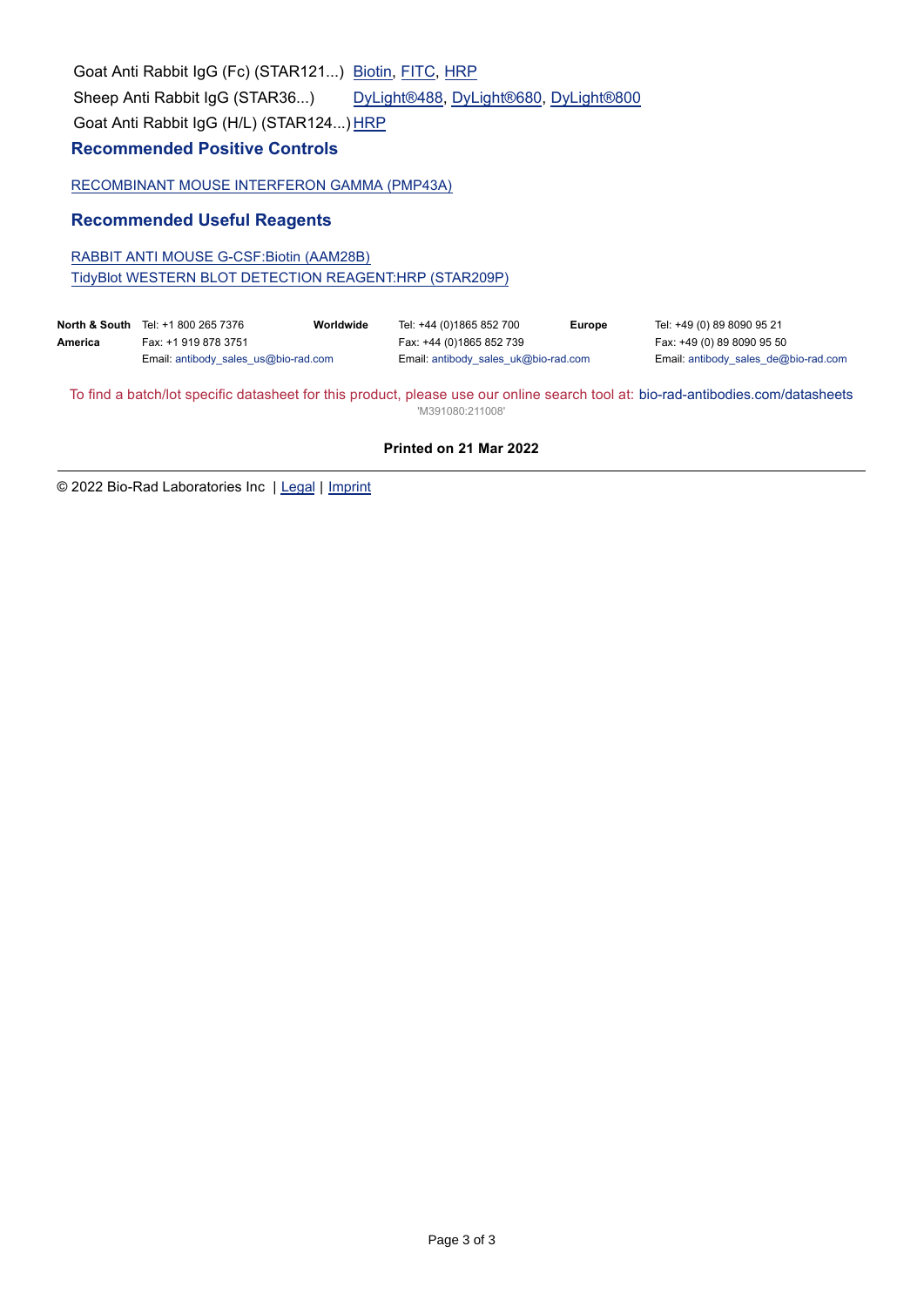Goat Anti Rabbit IgG (Fc) (STAR121...) Biotin, FITC, HRP

Sheep Anti Rabbit IgG (STAR36...) DyLight®488, DyLight®680, DyLight®800

Goat Anti Rabbit IgG (H/L) (STAR124...) HRP

## Recommended Positive Controls

RECOMBINANT MOUSE INTERFERON GAMMA (PMP43A)

## Recommended Useful Reagents

RABBIT ANTI MOUSE G-CSF:Biotin (AAM28B)

TidyBlot WESTERN BLOT DETECTION REAGENT:HRP (STAR209P)

| | | | | | |
|---|---|---|---|---|---|
| **North & South America** | Tel: +1 800 265 7376<br>Fax: +1 919 878 3751<br>Email: antibody_sales_us@bio-rad.com | **Worldwide** | Tel: +44 (0)1865 852 700<br>Fax: +44 (0)1865 852 739<br>Email: antibody_sales_uk@bio-rad.com | **Europe** | Tel: +49 (0) 89 8090 95 21<br>Fax: +49 (0) 89 8090 95 50<br>Email: antibody_sales_de@bio-rad.com |

To find a batch/lot specific datasheet for this product, please use our online search tool at: bio-rad-antibodies.com/datasheets

'M391080:211008'

**Printed on 21 Mar 2022**

© 2022 Bio-Rad Laboratories Inc | Legal | Imprint